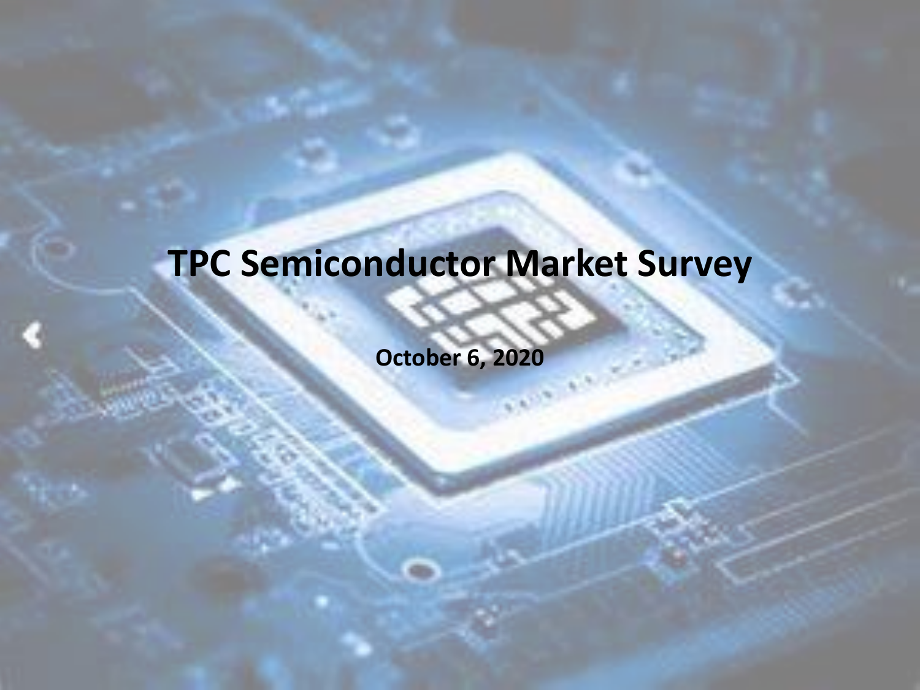# TPC Semiconductor Market Survey

**October 6, 2020**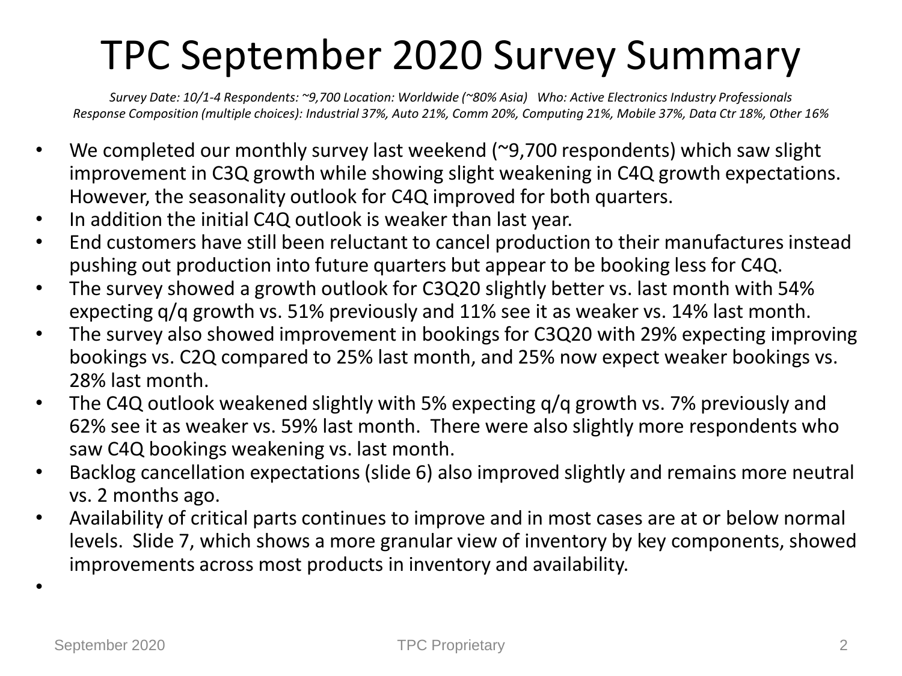# TPC September 2020 Survey Summary

*Survey Date: 10/1-4 Respondents: ~9,700 Location: Worldwide (~80% Asia) Who: Active Electronics Industry Professionals*
*Response Composition (multiple choices): Industrial 37%, Auto 21%, Comm 20%, Computing 21%, Mobile 37%, Data Ctr 18%, Other 16%*

- We completed our monthly survey last weekend (~9,700 respondents) which saw slight improvement in C3Q growth while showing slight weakening in C4Q growth expectations. However, the seasonality outlook for C4Q improved for both quarters.
- In addition the initial C4Q outlook is weaker than last year.
- End customers have still been reluctant to cancel production to their manufactures instead pushing out production into future quarters but appear to be booking less for C4Q.
- The survey showed a growth outlook for C3Q20 slightly better vs. last month with 54% expecting q/q growth vs. 51% previously and 11% see it as weaker vs. 14% last month.
- The survey also showed improvement in bookings for C3Q20 with 29% expecting improving bookings vs. C2Q compared to 25% last month, and 25% now expect weaker bookings vs. 28% last month.
- The C4Q outlook weakened slightly with 5% expecting q/q growth vs. 7% previously and 62% see it as weaker vs. 59% last month. There were also slightly more respondents who saw C4Q bookings weakening vs. last month.
- Backlog cancellation expectations (slide 6) also improved slightly and remains more neutral vs. 2 months ago.
- Availability of critical parts continues to improve and in most cases are at or below normal levels. Slide 7, which shows a more granular view of inventory by key components, showed improvements across most products in inventory and availability.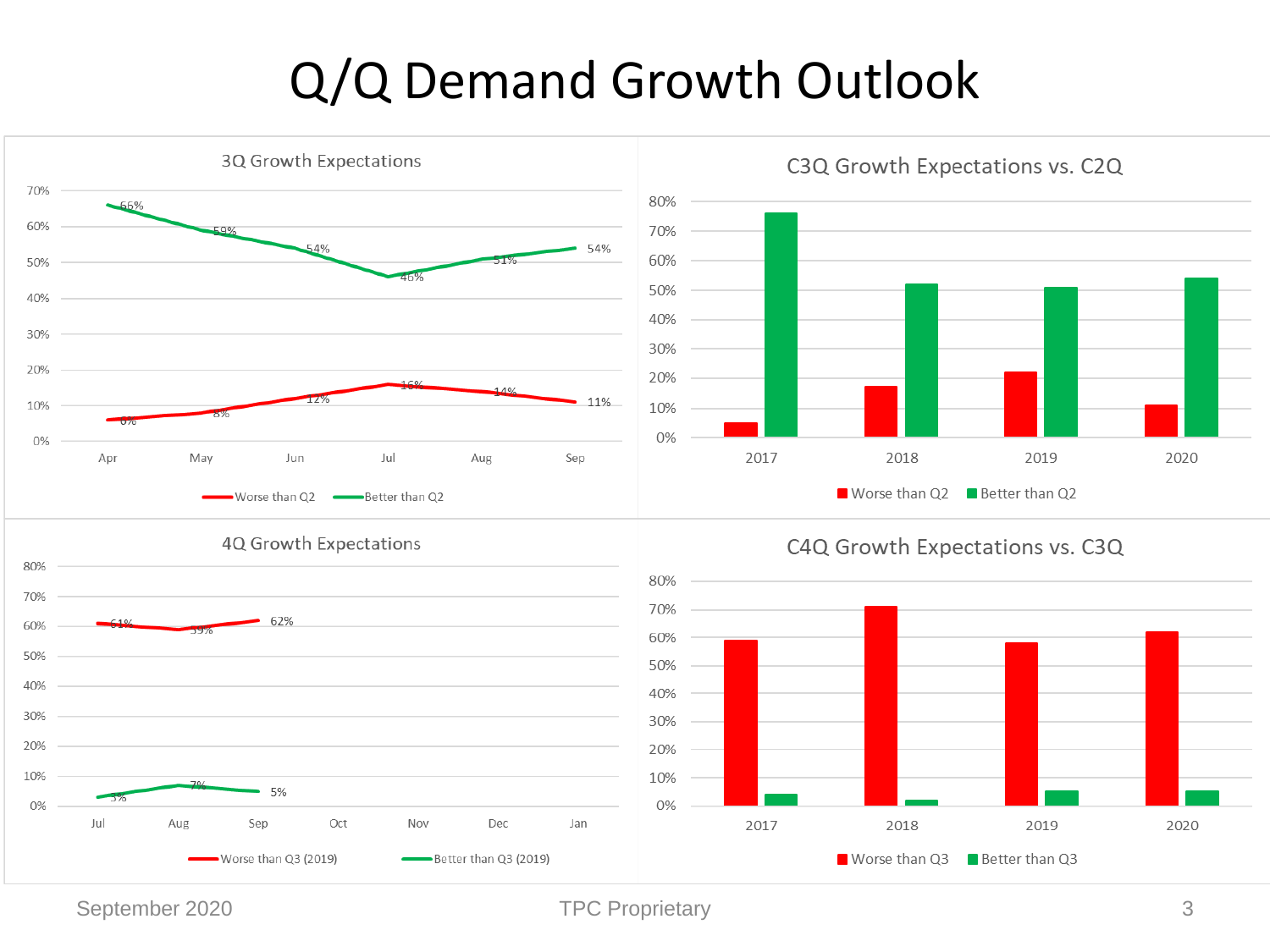# Q/Q Demand Growth Outlook

## 3Q Growth Expectations

| | Apr | May | Jun | Jul | Aug | Sep |
|---|---|---|---|---|---|---|
| Worse than Q2 | 6% | 8% | 12% | 16% | 14% | 11% |
| Better than Q2 | 66% | 59% | 54% | 46% | 51% | 54% |

## C3Q Growth Expectations vs. C2Q

Legend: Worse than Q2, Better than Q2

Years: 2017, 2018, 2019, 2020

## 4Q Growth Expectations

| | Jul | Aug | Sep |
|---|---|---|---|
| Worse than Q3 (2019) | 61% | 59% | 62% |
| Better than Q3 (2019) | 3% | 7% | 5% |

## C4Q Growth Expectations vs. C3Q

Legend: Worse than Q3, Better than Q3

Years: 2017, 2018, 2019, 2020

September 2020 TPC Proprietary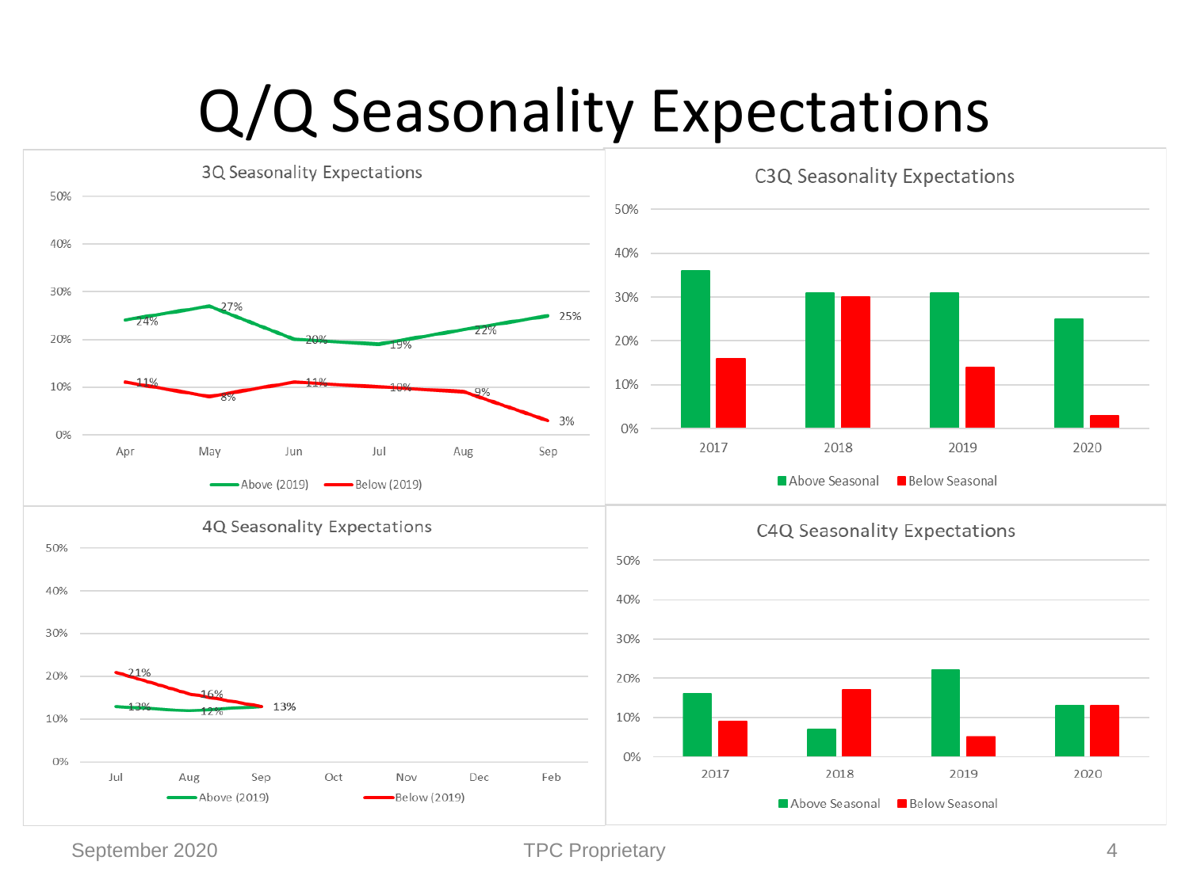# Q/Q Seasonality Expectations

## 3Q Seasonality Expectations

| | Apr | May | Jun | Jul | Aug | Sep |
|---|---|---|---|---|---|---|
| Above (2019) | 24% | 27% | 20% | 19% | 22% | 25% |
| Below (2019) | 11% | 8% | 11% | 10% | 9% | 3% |

## C3Q Seasonality Expectations

Above Seasonal / Below Seasonal bars for 2017, 2018, 2019, 2020 (no data labels).

## 4Q Seasonality Expectations

| | Jul | Aug | Sep | Oct | Nov | Dec | Feb |
|---|---|---|---|---|---|---|---|
| Above (2019) | 13% | 12% | 13% | | | | |
| Below (2019) | 21% | 16% | 13% | | | | |

## C4Q Seasonality Expectations

Above Seasonal / Below Seasonal bars for 2017, 2018, 2019, 2020 (no data labels).

September 2020 TPC Proprietary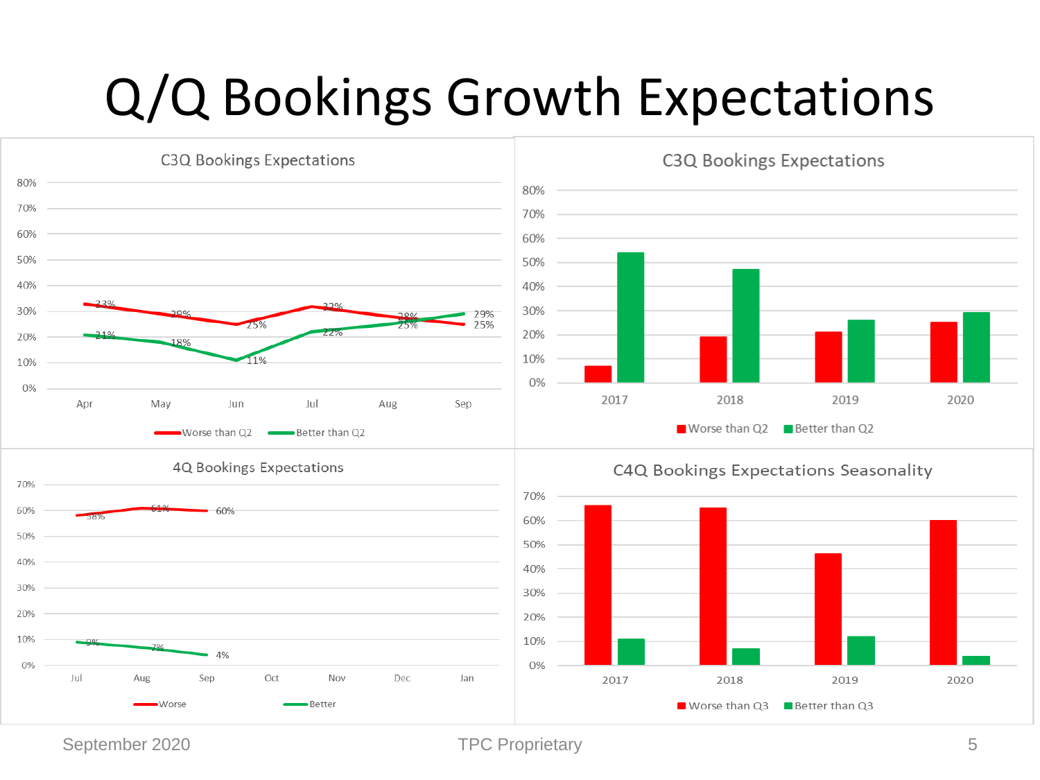# Q/Q Bookings Growth Expectations

**C3Q Bookings Expectations**

| Month | Worse than Q2 | Better than Q2 |
|---|---|---|
| Apr | 33% | 21% |
| May | 29% | 18% |
| Jun | 25% | 11% |
| Jul | 32% | 22% |
| Aug | 28% | 25% |
| Sep | 25% | 29% |

**C3Q Bookings Expectations**

| Year | Worse than Q2 | Better than Q2 |
|---|---|---|
| 2017 | | |
| 2018 | | |
| 2019 | | |
| 2020 | | |

**4Q Bookings Expectations**

| Month | Worse | Better |
|---|---|---|
| Jul | 58% | 9% |
| Aug | 61% | 7% |
| Sep | 60% | 4% |
| Oct | | |
| Nov | | |
| Dec | | |
| Jan | | |

**C4Q Bookings Expectations Seasonality**

| Year | Worse than Q3 | Better than Q3 |
|---|---|---|
| 2017 | | |
| 2018 | | |
| 2019 | | |
| 2020 | | |

September 2020 — TPC Proprietary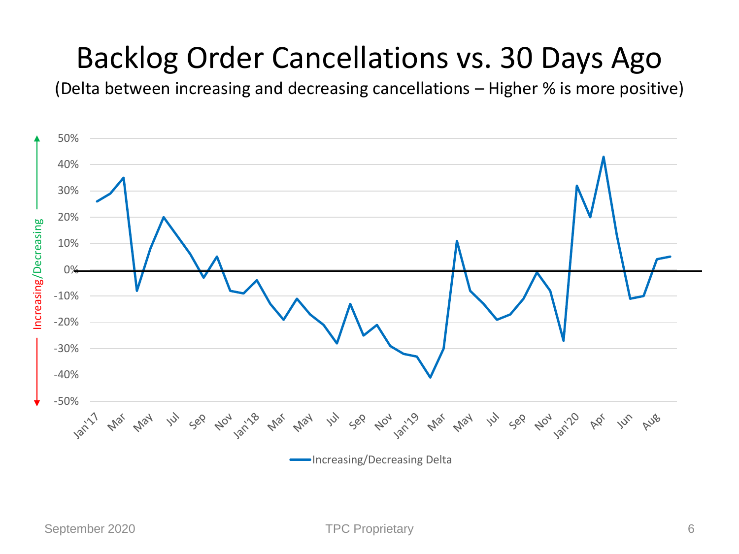# Backlog Order Cancellations vs. 30 Days Ago

(Delta between increasing and decreasing cancellations – Higher % is more positive)

Increasing/Decreasing

Increasing/Decreasing Delta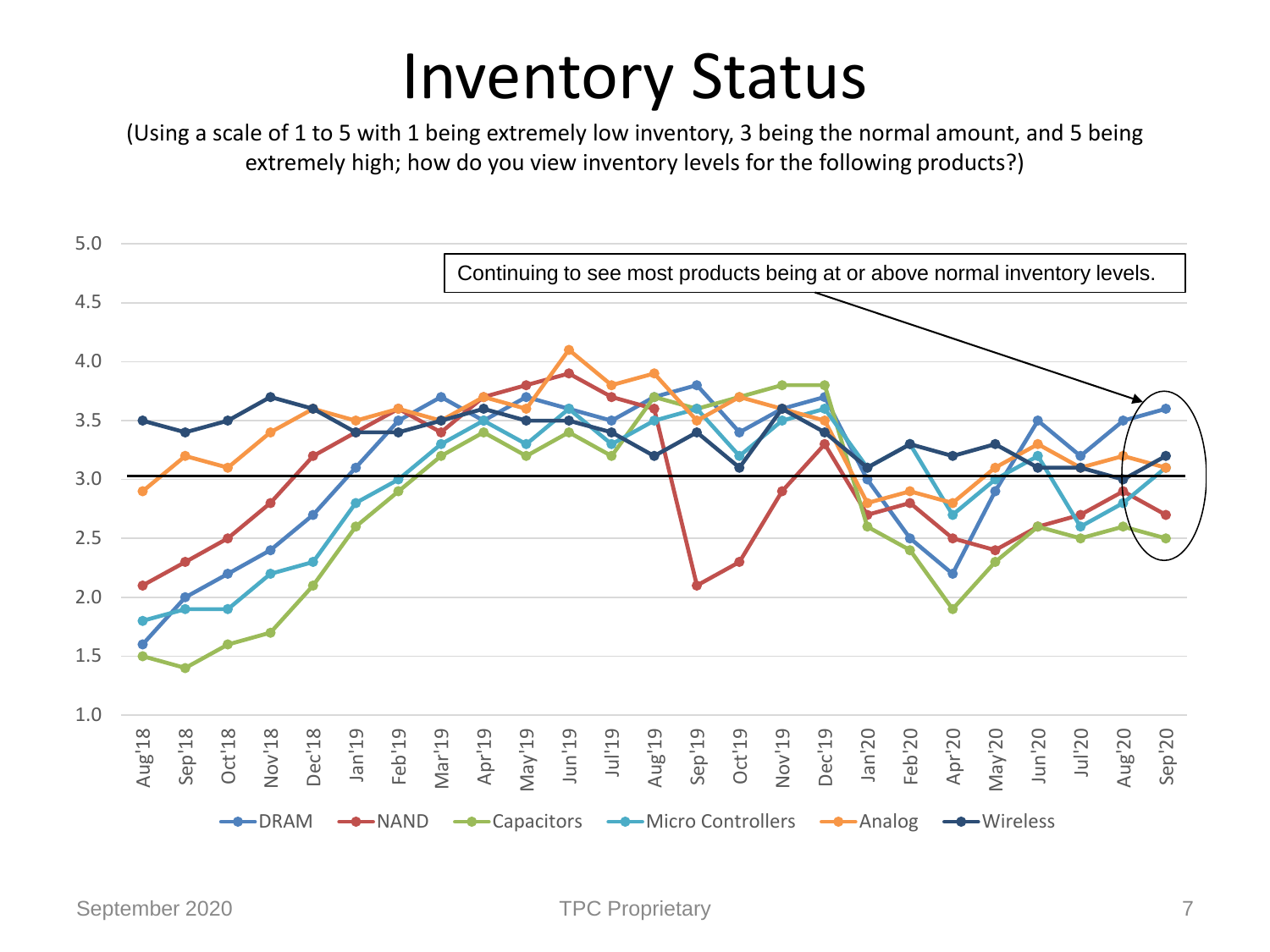# Inventory Status

(Using a scale of 1 to 5 with 1 being extremely low inventory, 3 being the normal amount, and 5 being extremely high; how do you view inventory levels for the following products?)

Continuing to see most products being at or above normal inventory levels.

| | Aug'18 | Sep'18 | Oct'18 | Nov'18 | Dec'18 | Jan'19 | Feb'19 | Mar'19 | Apr'19 | May'19 | Jun'19 | Jul'19 | Aug'19 | Sep'19 | Oct'19 | Nov'19 | Dec'19 | Jan'20 | Feb'20 | Apr'20 | May'20 | Jun'20 | Jul'20 | Aug'20 | Sep'20 |
|---|---|---|---|---|---|---|---|---|---|---|---|---|---|---|---|---|---|---|---|---|---|---|---|---|---|
| DRAM | 1.6 | 2.0 | 2.2 | 2.4 | 2.7 | 3.1 | 3.5 | 3.7 | 3.5 | 3.7 | 3.6 | 3.5 | 3.7 | 3.8 | 3.4 | 3.6 | 3.7 | 3.0 | 2.5 | 2.2 | 2.9 | 3.5 | 3.2 | 3.5 | 3.6 |
| NAND | 2.1 | 2.3 | 2.5 | 2.8 | 3.2 | 3.4 | 3.6 | 3.4 | 3.7 | 3.8 | 3.9 | 3.7 | 3.6 | 2.1 | 2.3 | 2.9 | 3.3 | 2.7 | 2.8 | 2.5 | 2.4 | 2.6 | 2.7 | 2.9 | 2.7 |
| Capacitors | 1.5 | 1.4 | 1.6 | 1.7 | 2.1 | 2.6 | 2.9 | 3.2 | 3.4 | 3.2 | 3.4 | 3.2 | 3.7 | 3.6 | 3.7 | 3.8 | 3.8 | 2.6 | 2.4 | 1.9 | 2.3 | 2.6 | 2.5 | 2.6 | 2.5 |
| Micro Controllers | 1.8 | 1.9 | 1.9 | 2.2 | 2.3 | 2.8 | 3.0 | 3.3 | 3.5 | 3.3 | 3.6 | 3.3 | 3.5 | 3.6 | 3.2 | 3.5 | 3.6 | 3.1 | 3.3 | 2.7 | 3.0 | 3.2 | 2.6 | 2.8 | 3.1 |
| Analog | 2.9 | 3.2 | 3.1 | 3.4 | 3.6 | 3.5 | 3.6 | 3.5 | 3.7 | 3.6 | 4.1 | 3.8 | 3.9 | 3.5 | 3.7 | 3.6 | 3.5 | 2.8 | 2.9 | 2.8 | 3.1 | 3.3 | 3.1 | 3.2 | 3.1 |
| Wireless | 3.5 | 3.4 | 3.5 | 3.7 | 3.6 | 3.4 | 3.4 | 3.5 | 3.6 | 3.5 | 3.5 | 3.4 | 3.2 | 3.4 | 3.1 | 3.6 | 3.4 | 3.1 | 3.3 | 3.2 | 3.3 | 3.1 | 3.1 | 3.0 | 3.2 |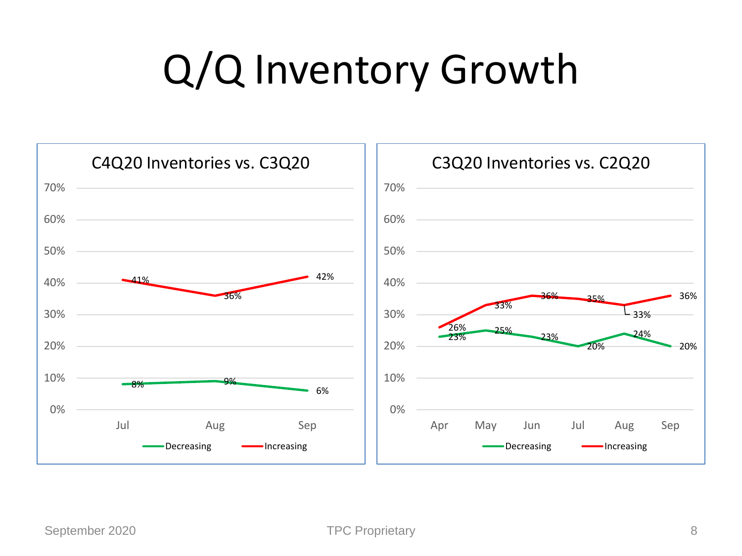# Q/Q Inventory Growth

## C4Q20 Inventories vs. C3Q20

| | Jul | Aug | Sep |
|---|---|---|---|
| Decreasing | 8% | 9% | 6% |
| Increasing | 41% | 36% | 42% |

## C3Q20 Inventories vs. C2Q20

| | Apr | May | Jun | Jul | Aug | Sep |
|---|---|---|---|---|---|---|
| Decreasing | 23% | 25% | 23% | 20% | 24% | 20% |
| Increasing | 26% | 33% | 36% | 35% | 33% | 36% |

September 2020 TPC Proprietary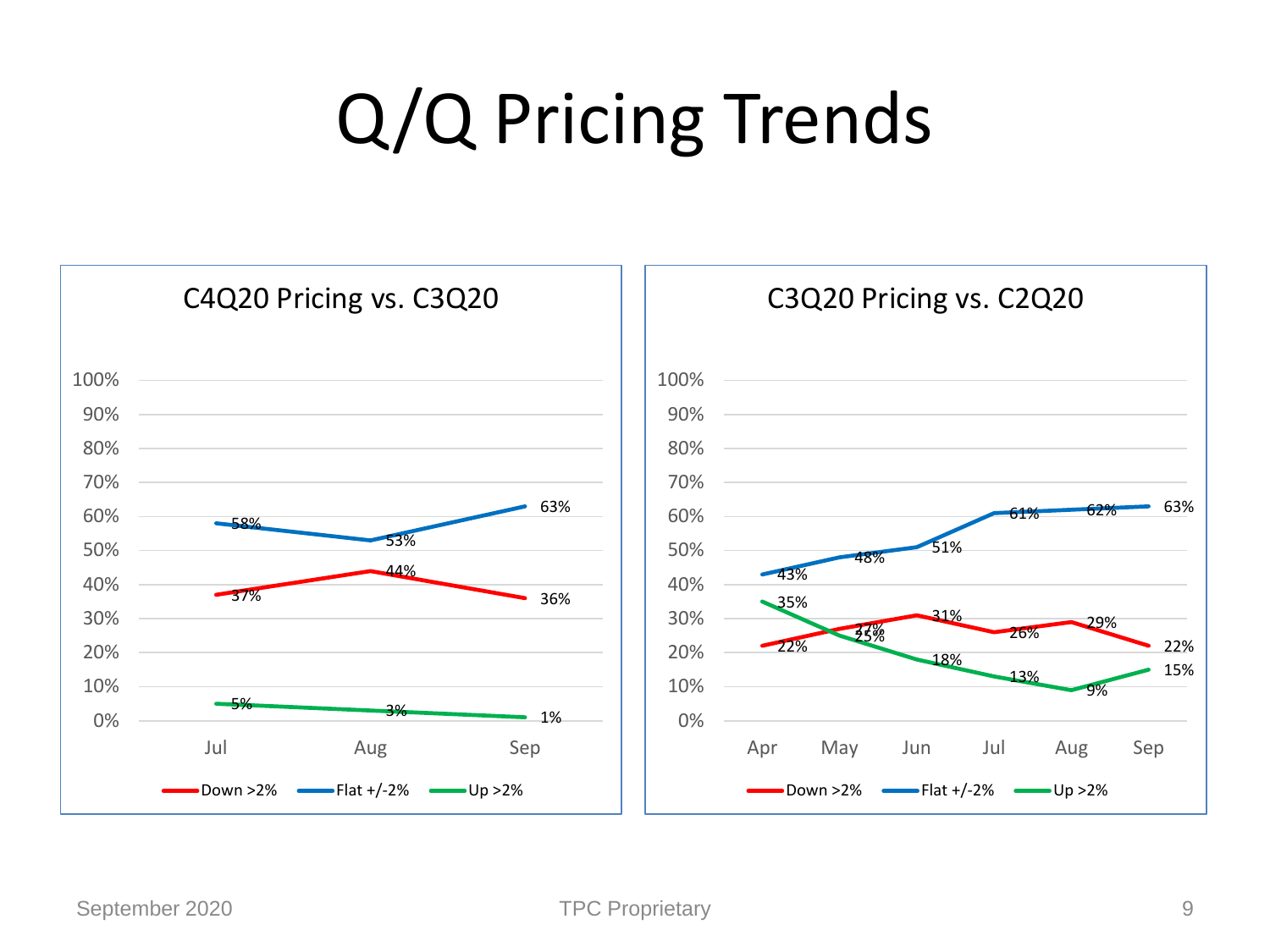# Q/Q Pricing Trends

## C4Q20 Pricing vs. C3Q20

| | Jul | Aug | Sep |
|---|---|---|---|
| Down >2% | 37% | 44% | 36% |
| Flat +/-2% | 58% | 53% | 63% |
| Up >2% | 5% | 3% | 1% |

## C3Q20 Pricing vs. C2Q20

| | Apr | May | Jun | Jul | Aug | Sep |
|---|---|---|---|---|---|---|
| Down >2% | 22% | 27% | 31% | 26% | 29% | 22% |
| Flat +/-2% | 43% | 48% | 51% | 61% | 62% | 63% |
| Up >2% | 35% | 25% | 18% | 13% | 9% | 15% |

September 2020 TPC Proprietary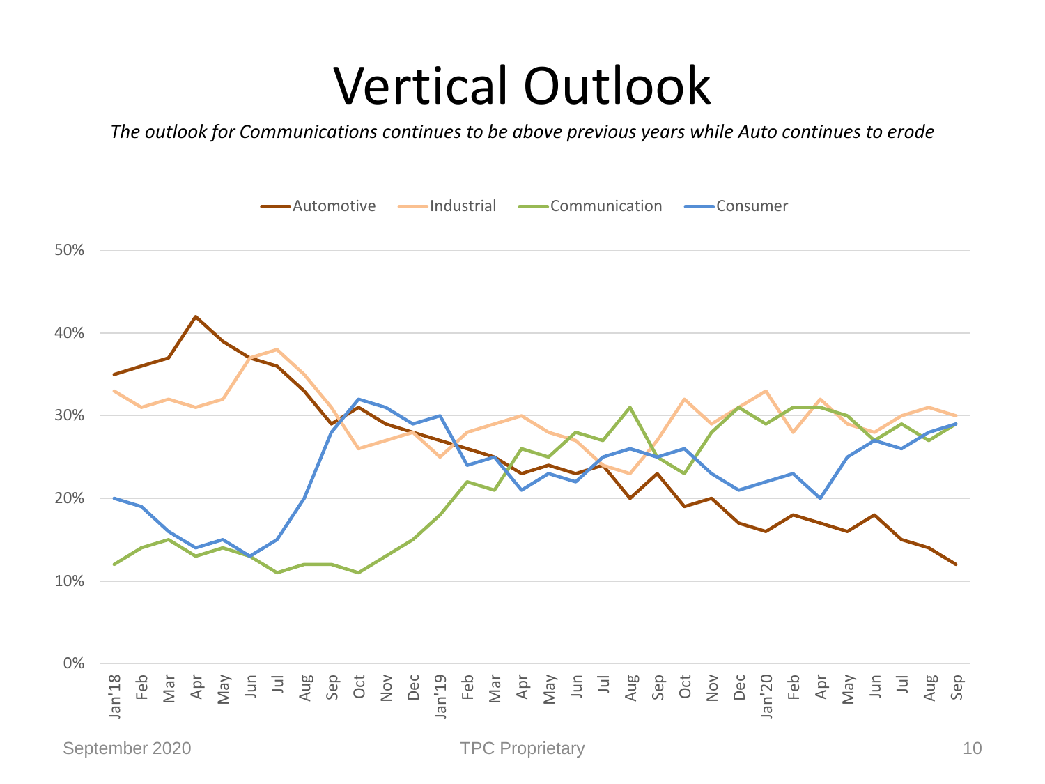# Vertical Outlook

*The outlook for Communications continues to be above previous years while Auto continues to erode*

Automotive
Industrial
Communication
Consumer

50%
40%
30%
20%
10%
0%

Jan'18
Feb
Mar
Apr
May
Jun
Jul
Aug
Sep
Oct
Nov
Dec
Jan'19
Feb
Mar
Apr
May
Jun
Jul
Aug
Sep
Oct
Nov
Dec
Jan'20
Feb
Apr
May
Jun
Jul
Aug
Sep

September 2020

TPC Proprietary